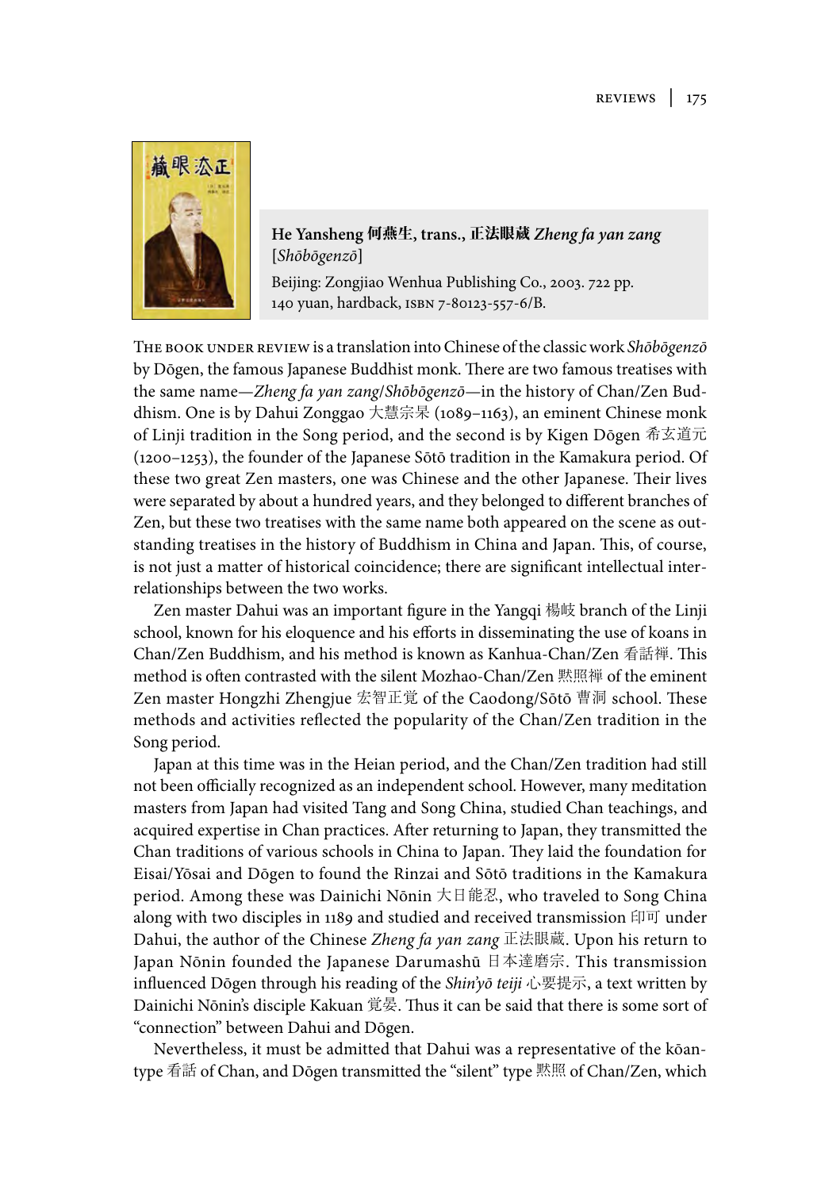**He Yansheng 何燕生, trans., 正法眼蔵 *Zheng fa yan zang* [*Shōbōgenzō*]**

Beijing: Zongjiao Wenhua Publishing Co., 2003. 722 pp. 140 yuan, hardback, ISBN 7-80123-557-6/B.

THE BOOK UNDER REVIEW is a translation into Chinese of the classic work *Shōbōgenzō* by Dōgen, the famous Japanese Buddhist monk. There are two famous treatises with the same name—*Zheng fa yan zang*/*Shōbōgenzō*—in the history of Chan/Zen Buddhism. One is by Dahui Zonggao 大慧宗杲 (1089–1163), an eminent Chinese monk of Linji tradition in the Song period, and the second is by Kigen Dōgen 希玄道元 (1200–1253), the founder of the Japanese Sōtō tradition in the Kamakura period. Of these two great Zen masters, one was Chinese and the other Japanese. Their lives were separated by about a hundred years, and they belonged to different branches of Zen, but these two treatises with the same name both appeared on the scene as outstanding treatises in the history of Buddhism in China and Japan. This, of course, is not just a matter of historical coincidence; there are significant intellectual interrelationships between the two works.

Zen master Dahui was an important figure in the Yangqi 楊岐 branch of the Linji school, known for his eloquence and his efforts in disseminating the use of koans in Chan/Zen Buddhism, and his method is known as Kanhua-Chan/Zen 看話禅. This method is often contrasted with the silent Mozhao-Chan/Zen 黙照禅 of the eminent Zen master Hongzhi Zhengjue 宏智正覚 of the Caodong/Sōtō 曹洞 school. These methods and activities reflected the popularity of the Chan/Zen tradition in the Song period.

Japan at this time was in the Heian period, and the Chan/Zen tradition had still not been officially recognized as an independent school. However, many meditation masters from Japan had visited Tang and Song China, studied Chan teachings, and acquired expertise in Chan practices. After returning to Japan, they transmitted the Chan traditions of various schools in China to Japan. They laid the foundation for Eisai/Yōsai and Dōgen to found the Rinzai and Sōtō traditions in the Kamakura period. Among these was Dainichi Nōnin 大日能忍, who traveled to Song China along with two disciples in 1189 and studied and received transmission 印可 under Dahui, the author of the Chinese *Zheng fa yan zang* 正法眼蔵. Upon his return to Japan Nōnin founded the Japanese Darumashū 日本達磨宗. This transmission influenced Dōgen through his reading of the *Shin'yō teiji* 心要提示, a text written by Dainichi Nōnin's disciple Kakuan 覚晏. Thus it can be said that there is some sort of "connection" between Dahui and Dōgen.

Nevertheless, it must be admitted that Dahui was a representative of the kōan-type 看話 of Chan, and Dōgen transmitted the "silent" type 黙照 of Chan/Zen, which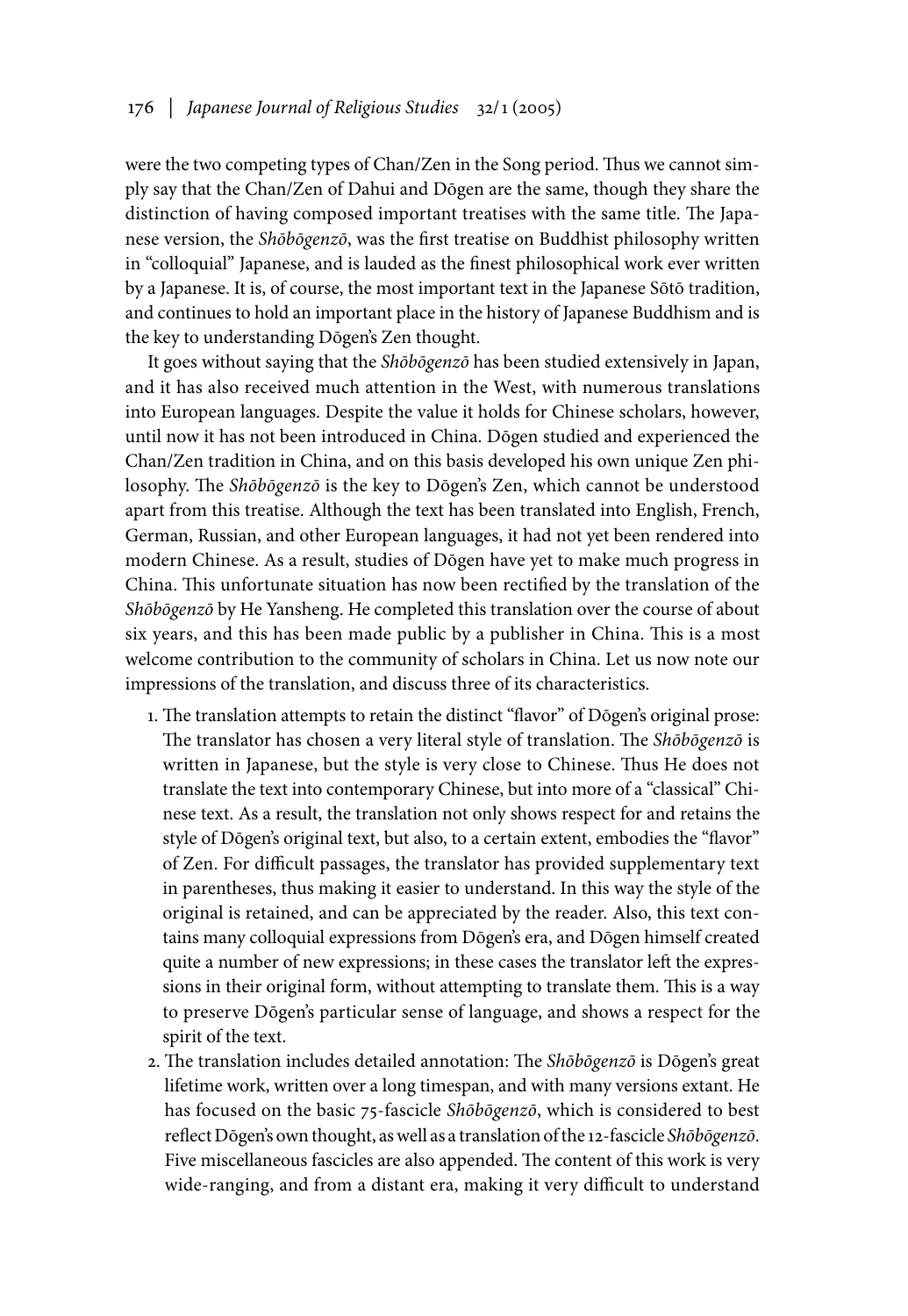were the two competing types of Chan/Zen in the Song period. Thus we cannot simply say that the Chan/Zen of Dahui and Dōgen are the same, though they share the distinction of having composed important treatises with the same title. The Japanese version, the *Shōbōgenzō*, was the first treatise on Buddhist philosophy written in "colloquial" Japanese, and is lauded as the finest philosophical work ever written by a Japanese. It is, of course, the most important text in the Japanese Sōtō tradition, and continues to hold an important place in the history of Japanese Buddhism and is the key to understanding Dōgen's Zen thought.

It goes without saying that the *Shōbōgenzō* has been studied extensively in Japan, and it has also received much attention in the West, with numerous translations into European languages. Despite the value it holds for Chinese scholars, however, until now it has not been introduced in China. Dōgen studied and experienced the Chan/Zen tradition in China, and on this basis developed his own unique Zen philosophy. The *Shōbōgenzō* is the key to Dōgen's Zen, which cannot be understood apart from this treatise. Although the text has been translated into English, French, German, Russian, and other European languages, it had not yet been rendered into modern Chinese. As a result, studies of Dōgen have yet to make much progress in China. This unfortunate situation has now been rectified by the translation of the *Shōbōgenzō* by He Yansheng. He completed this translation over the course of about six years, and this has been made public by a publisher in China. This is a most welcome contribution to the community of scholars in China. Let us now note our impressions of the translation, and discuss three of its characteristics.

1. The translation attempts to retain the distinct "flavor" of Dōgen's original prose: The translator has chosen a very literal style of translation. The *Shōbōgenzō* is written in Japanese, but the style is very close to Chinese. Thus He does not translate the text into contemporary Chinese, but into more of a "classical" Chinese text. As a result, the translation not only shows respect for and retains the style of Dōgen's original text, but also, to a certain extent, embodies the "flavor" of Zen. For difficult passages, the translator has provided supplementary text in parentheses, thus making it easier to understand. In this way the style of the original is retained, and can be appreciated by the reader. Also, this text contains many colloquial expressions from Dōgen's era, and Dōgen himself created quite a number of new expressions; in these cases the translator left the expressions in their original form, without attempting to translate them. This is a way to preserve Dōgen's particular sense of language, and shows a respect for the spirit of the text.
2. The translation includes detailed annotation: The *Shōbōgenzō* is Dōgen's great lifetime work, written over a long timespan, and with many versions extant. He has focused on the basic 75-fascicle *Shōbōgenzō*, which is considered to best reflect Dōgen's own thought, as well as a translation of the 12-fascicle *Shōbōgenzō*. Five miscellaneous fascicles are also appended. The content of this work is very wide-ranging, and from a distant era, making it very difficult to understand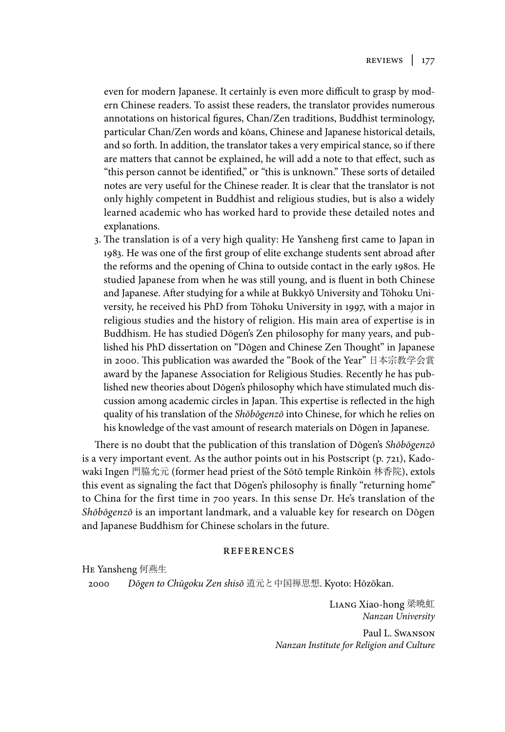even for modern Japanese. It certainly is even more difficult to grasp by modern Chinese readers. To assist these readers, the translator provides numerous annotations on historical figures, Chan/Zen traditions, Buddhist terminology, particular Chan/Zen words and kōans, Chinese and Japanese historical details, and so forth. In addition, the translator takes a very empirical stance, so if there are matters that cannot be explained, he will add a note to that effect, such as "this person cannot be identified," or "this is unknown." These sorts of detailed notes are very useful for the Chinese reader. It is clear that the translator is not only highly competent in Buddhist and religious studies, but is also a widely learned academic who has worked hard to provide these detailed notes and explanations.

3. The translation is of a very high quality: He Yansheng first came to Japan in 1983. He was one of the first group of elite exchange students sent abroad after the reforms and the opening of China to outside contact in the early 1980s. He studied Japanese from when he was still young, and is fluent in both Chinese and Japanese. After studying for a while at Bukkyō University and Tōhoku University, he received his PhD from Tōhoku University in 1997, with a major in religious studies and the history of religion. His main area of expertise is in Buddhism. He has studied Dōgen's Zen philosophy for many years, and published his PhD dissertation on "Dōgen and Chinese Zen Thought" in Japanese in 2000. This publication was awarded the "Book of the Year" 日本宗教学会賞 award by the Japanese Association for Religious Studies. Recently he has published new theories about Dōgen's philosophy which have stimulated much discussion among academic circles in Japan. This expertise is reflected in the high quality of his translation of the *Shōbōgenzō* into Chinese, for which he relies on his knowledge of the vast amount of research materials on Dōgen in Japanese.

There is no doubt that the publication of this translation of Dōgen's *Shōbōgenzō* is a very important event. As the author points out in his Postscript (p. 721), Kadowaki Ingen 門脇允元 (former head priest of the Sōtō temple Rinkōin 林香院), extols this event as signaling the fact that Dōgen's philosophy is finally "returning home" to China for the first time in 700 years. In this sense Dr. He's translation of the *Shōbōgenzō* is an important landmark, and a valuable key for research on Dōgen and Japanese Buddhism for Chinese scholars in the future.

## REFERENCES

He Yansheng 何燕生

2000 *Dōgen to Chūgoku Zen shisō* 道元と中国禅思想. Kyoto: Hōzōkan.

Liang Xiao-hong 梁暁虹
*Nanzan University*

Paul L. Swanson
*Nanzan Institute for Religion and Culture*